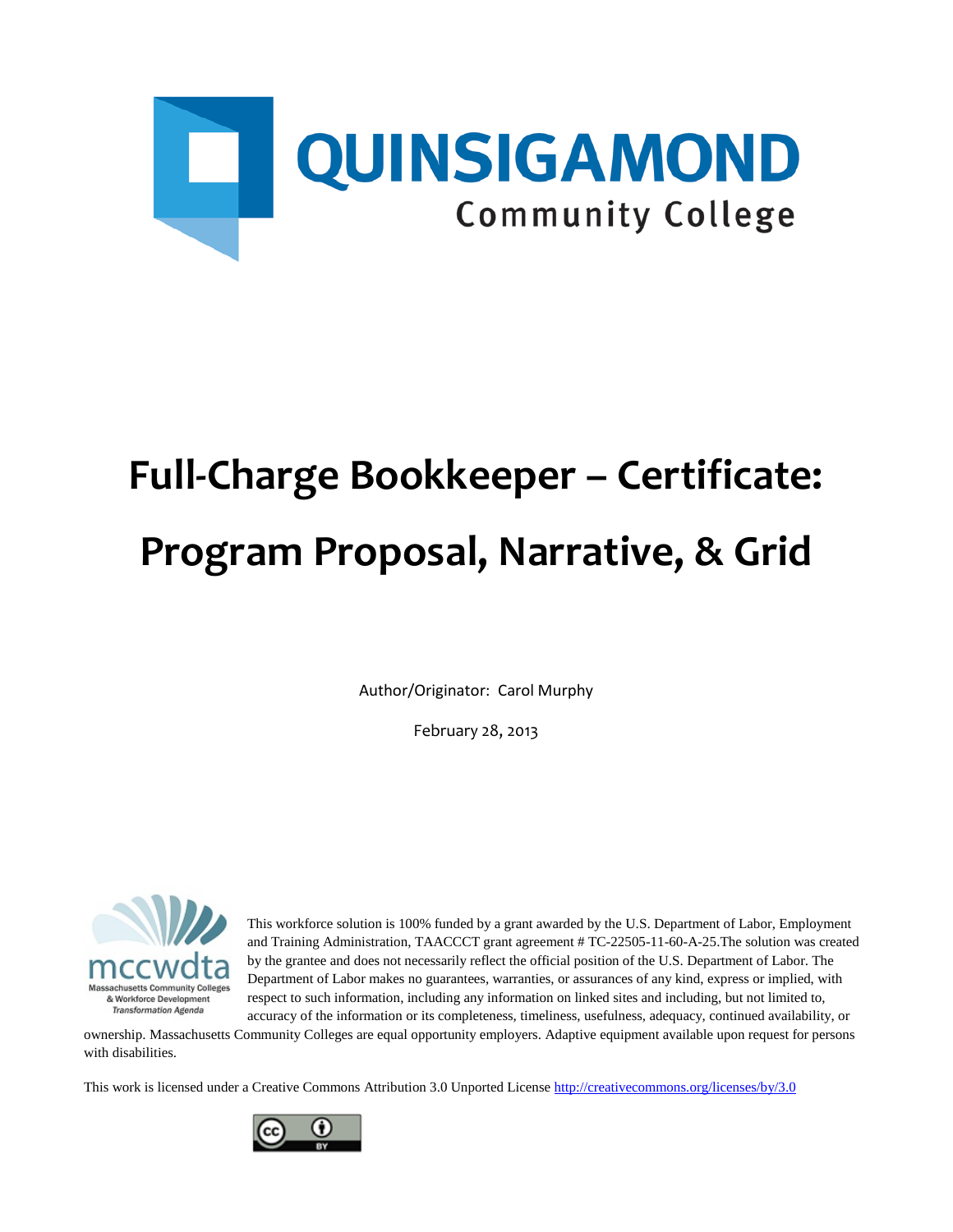QUINSIGAMOND
Community College

# Full-Charge Bookkeeper – Certificate: Program Proposal, Narrative, & Grid

Author/Originator: Carol Murphy

February 28, 2013

mccwdta
Massachusetts Community Colleges & Workforce Development Transformation Agenda

This workforce solution is 100% funded by a grant awarded by the U.S. Department of Labor, Employment and Training Administration, TAACCCT grant agreement # TC-22505-11-60-A-25.The solution was created by the grantee and does not necessarily reflect the official position of the U.S. Department of Labor. The Department of Labor makes no guarantees, warranties, or assurances of any kind, express or implied, with respect to such information, including any information on linked sites and including, but not limited to, accuracy of the information or its completeness, timeliness, usefulness, adequacy, continued availability, or ownership. Massachusetts Community Colleges are equal opportunity employers. Adaptive equipment available upon request for persons with disabilities.

This work is licensed under a Creative Commons Attribution 3.0 Unported License http://creativecommons.org/licenses/by/3.0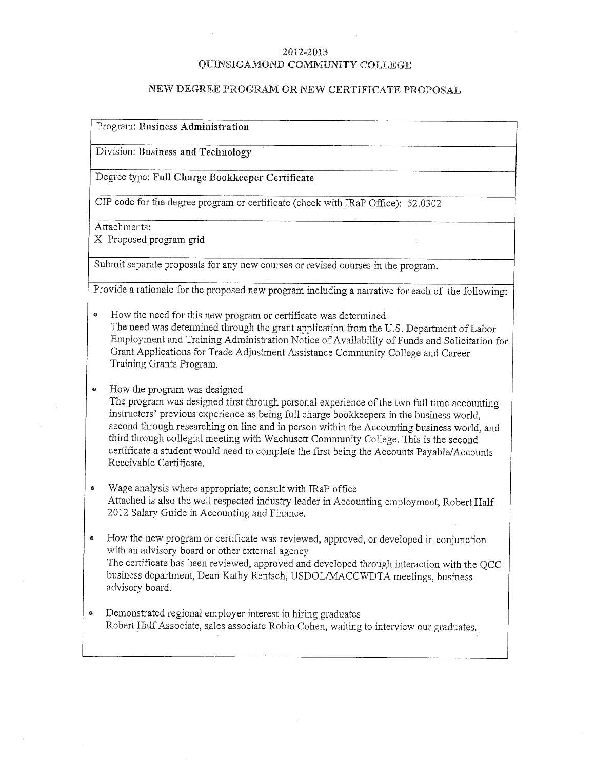# 2012-2013
# QUINSIGAMOND COMMUNITY COLLEGE

## NEW DEGREE PROGRAM OR NEW CERTIFICATE PROPOSAL

Program: **Business Administration**

Division: **Business and Technology**

Degree type: **Full Charge Bookkeeper Certificate**

CIP code for the degree program or certificate (check with IRaP Office): 52.0302

Attachments:
X Proposed program grid

Submit separate proposals for any new courses or revised courses in the program.

Provide a rationale for the proposed new program including a narrative for each of the following:

- How the need for this new program or certificate was determined
  The need was determined through the grant application from the U.S. Department of Labor Employment and Training Administration Notice of Availability of Funds and Solicitation for Grant Applications for Trade Adjustment Assistance Community College and Career Training Grants Program.

- How the program was designed
  The program was designed first through personal experience of the two full time accounting instructors' previous experience as being full charge bookkeepers in the business world, second through researching on line and in person within the Accounting business world, and third through collegial meeting with Wachusett Community College. This is the second certificate a student would need to complete the first being the Accounts Payable/Accounts Receivable Certificate.

- Wage analysis where appropriate; consult with IRaP office
  Attached is also the well respected industry leader in Accounting employment, Robert Half 2012 Salary Guide in Accounting and Finance.

- How the new program or certificate was reviewed, approved, or developed in conjunction with an advisory board or other external agency
  The certificate has been reviewed, approved and developed through interaction with the QCC business department, Dean Kathy Rentsch, USDOL/MACCWDTA meetings, business advisory board.

- Demonstrated regional employer interest in hiring graduates
  Robert Half Associate, sales associate Robin Cohen, waiting to interview our graduates.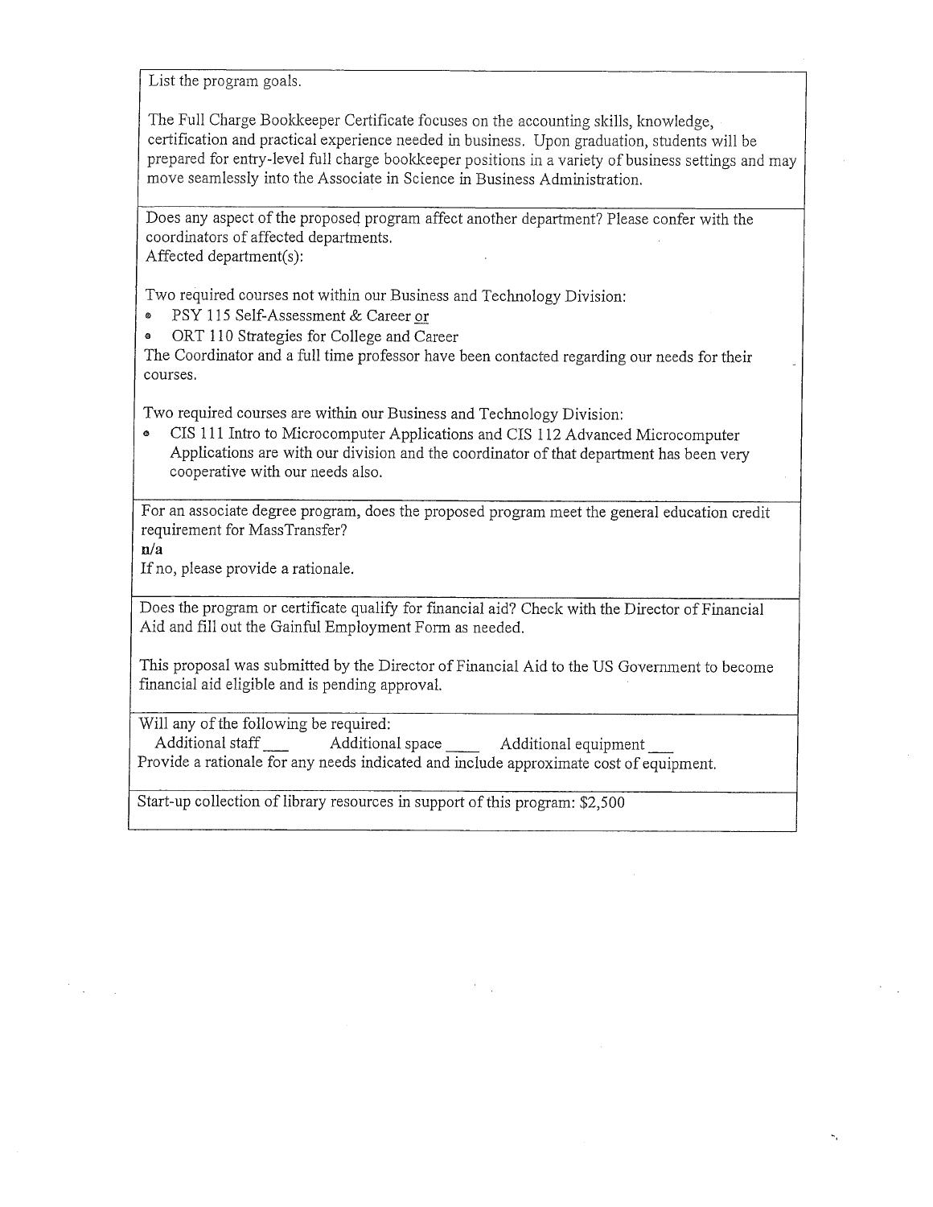List the program goals.

The Full Charge Bookkeeper Certificate focuses on the accounting skills, knowledge, certification and practical experience needed in business. Upon graduation, students will be prepared for entry-level full charge bookkeeper positions in a variety of business settings and may move seamlessly into the Associate in Science in Business Administration.

Does any aspect of the proposed program affect another department? Please confer with the coordinators of affected departments.
Affected department(s):

Two required courses not within our Business and Technology Division:

- PSY 115 Self-Assessment & Career <u>or</u>
- ORT 110 Strategies for College and Career

The Coordinator and a full time professor have been contacted regarding our needs for their courses.

Two required courses are within our Business and Technology Division:

- CIS 111 Intro to Microcomputer Applications and CIS 112 Advanced Microcomputer Applications are with our division and the coordinator of that department has been very cooperative with our needs also.

For an associate degree program, does the proposed program meet the general education credit requirement for MassTransfer?
**n/a**
If no, please provide a rationale.

Does the program or certificate qualify for financial aid? Check with the Director of Financial Aid and fill out the Gainful Employment Form as needed.

This proposal was submitted by the Director of Financial Aid to the US Government to become financial aid eligible and is pending approval.

Will any of the following be required:
Additional staff ___ Additional space ____ Additional equipment ___
Provide a rationale for any needs indicated and include approximate cost of equipment.

Start-up collection of library resources in support of this program: $2,500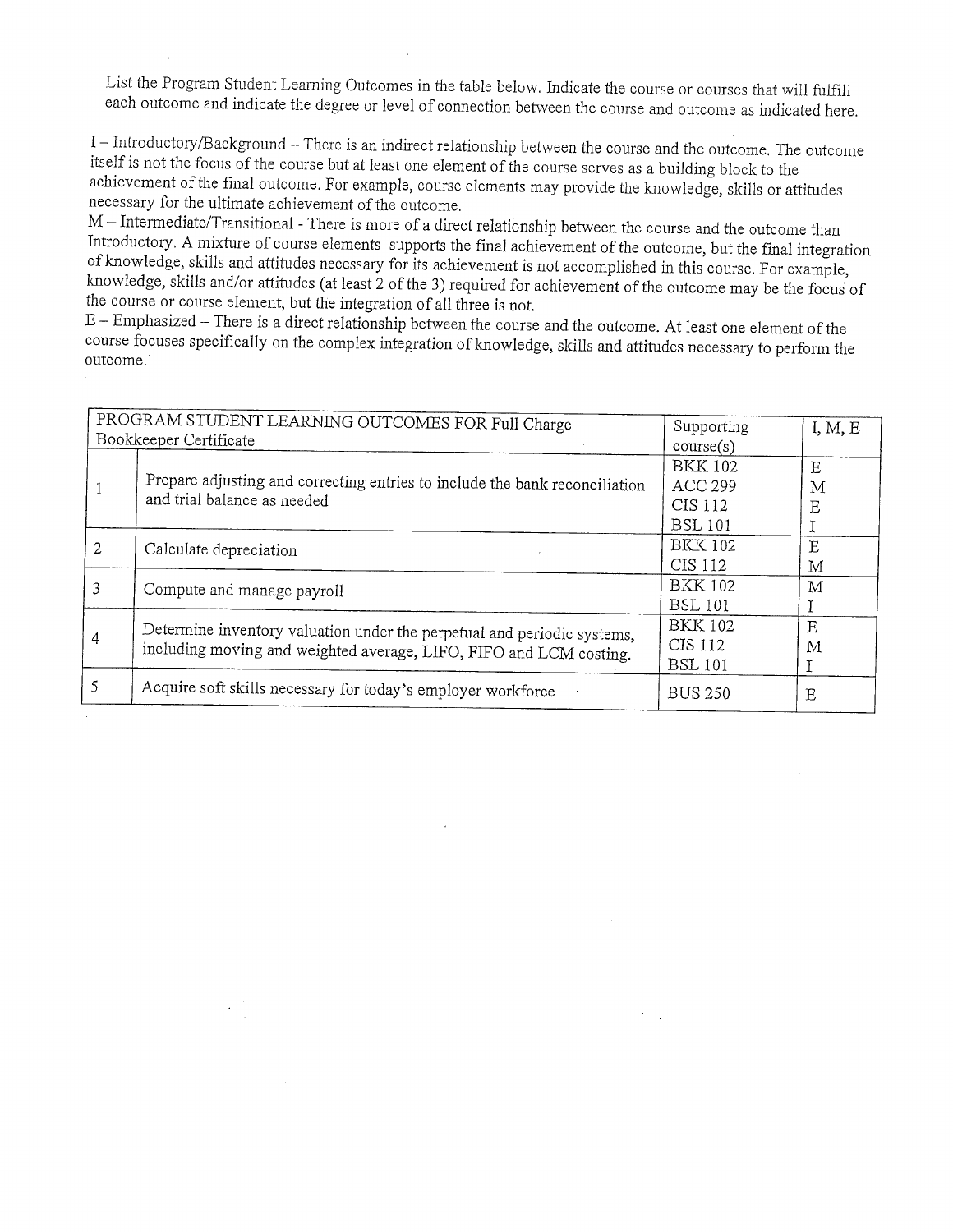List the Program Student Learning Outcomes in the table below. Indicate the course or courses that will fulfill each outcome and indicate the degree or level of connection between the course and outcome as indicated here.

I – Introductory/Background – There is an indirect relationship between the course and the outcome. The outcome itself is not the focus of the course but at least one element of the course serves as a building block to the achievement of the final outcome. For example, course elements may provide the knowledge, skills or attitudes necessary for the ultimate achievement of the outcome.
M – Intermediate/Transitional - There is more of a direct relationship between the course and the outcome than Introductory. A mixture of course elements supports the final achievement of the outcome, but the final integration of knowledge, skills and attitudes necessary for its achievement is not accomplished in this course. For example, knowledge, skills and/or attitudes (at least 2 of the 3) required for achievement of the outcome may be the focus of the course or course element, but the integration of all three is not.
E – Emphasized – There is a direct relationship between the course and the outcome. At least one element of the course focuses specifically on the complex integration of knowledge, skills and attitudes necessary to perform the outcome.

| PROGRAM STUDENT LEARNING OUTCOMES FOR Full Charge Bookkeeper Certificate | | Supporting course(s) | I, M, E |
|---|---|---|---|
| 1 | Prepare adjusting and correcting entries to include the bank reconciliation and trial balance as needed | BKK 102<br>ACC 299<br>CIS 112<br>BSL 101 | E<br>M<br>E<br>I |
| 2 | Calculate depreciation | BKK 102<br>CIS 112 | E<br>M |
| 3 | Compute and manage payroll | BKK 102<br>BSL 101 | M<br>I |
| 4 | Determine inventory valuation under the perpetual and periodic systems, including moving and weighted average, LIFO, FIFO and LCM costing. | BKK 102<br>CIS 112<br>BSL 101 | E<br>M<br>I |
| 5 | Acquire soft skills necessary for today's employer workforce | BUS 250 | E |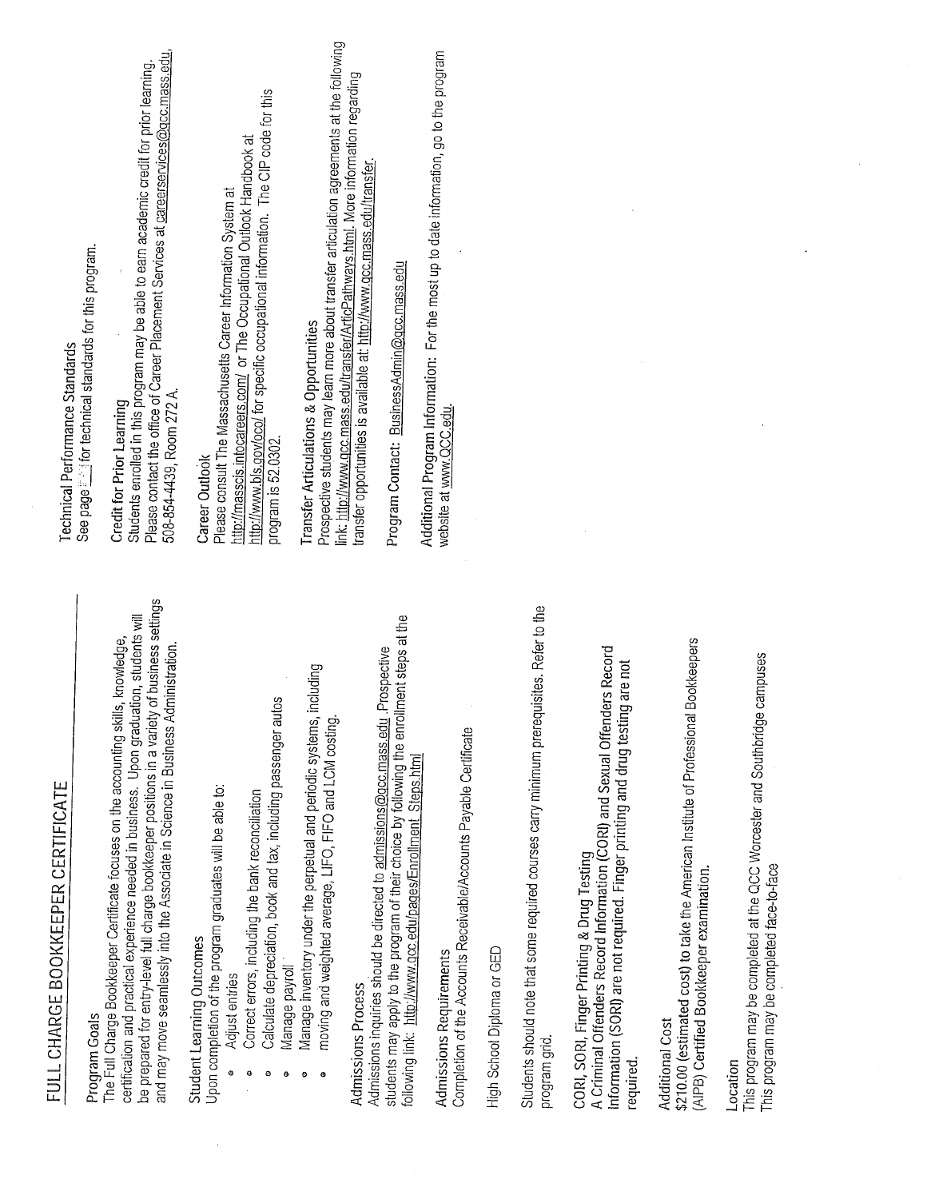# FULL CHARGE BOOKKEEPER CERTIFICATE

## Program Goals

The Full Charge Bookkeeper Certificate focuses on the accounting skills, knowledge, certification and practical experience needed in business. Upon graduation, students will be prepared for entry-level full charge bookkeeper positions in a variety of business settings and may move seamlessly into the Associate in Science in Business Administration.

## Student Learning Outcomes

Upon completion of the program graduates will be able to:

- Adjust entries
- Correct errors, including the bank reconciliation
- Calculate depreciation, book and tax, including passenger autos
- Manage payroll
- Manage inventory under the perpetual and periodic systems, including
- moving and weighted average, LIFO, FIFO and LCM costing.

## Admissions Process

Admissions inquiries should be directed to admissions@qcc.mass.edu. Prospective students may apply to the program of their choice by following the enrollment steps at the following link: http://www.qcc.edu/pages/Enrollment_Steps.html

## Admissions Requirements

Completion of the Accounts Receivable/Accounts Payable Certificate

High School Diploma or GED

Students should note that some required courses carry minimum prerequisites. Refer to the program grid.

## CORI, SORI, Finger Printing & Drug Testing

A Criminal Offenders Record Information (CORI) and Sexual Offenders Record Information (SORI) are not required. Finger printing and drug testing are not required.

## Additional Cost

$210.00 (estimated cost) to take the American Institute of Professional Bookkeepers (AIPB) Certified Bookkeeper examination.

## Location

This program may be completed at the QCC Worcester and Southbridge campuses
This program may be completed face-to-face

## Technical Performance Standards

See page ___ for technical standards for this program.

## Credit for Prior Learning

Students enrolled in this program may be able to earn academic credit for prior learning. Please contact the office of Career Placement Services at careerservices@qcc.mass.edu, 508-854-4439, Room 272 A.

## Career Outlook

Please consult The Massachusetts Career Information System at http://masscis.intocareers.com/ or The Occupational Outlook Handbook at http://www.bls.gov/oco/ for specific occupational information. The CIP code for this program is 52.0302.

## Transfer Articulations & Opportunities

Prospective students may learn more about transfer articulation agreements at the following link: http://www.qcc.mass.edu/transfer/ArticPathways.html. More information regarding transfer opportunities is available at: http://www.qcc.mass.edu/transfer.

**Program Contact:** BusinessAdmin@qcc.mass.edu

**Additional Program Information:** For the most up to date information, go to the program website at www.QCC.edu.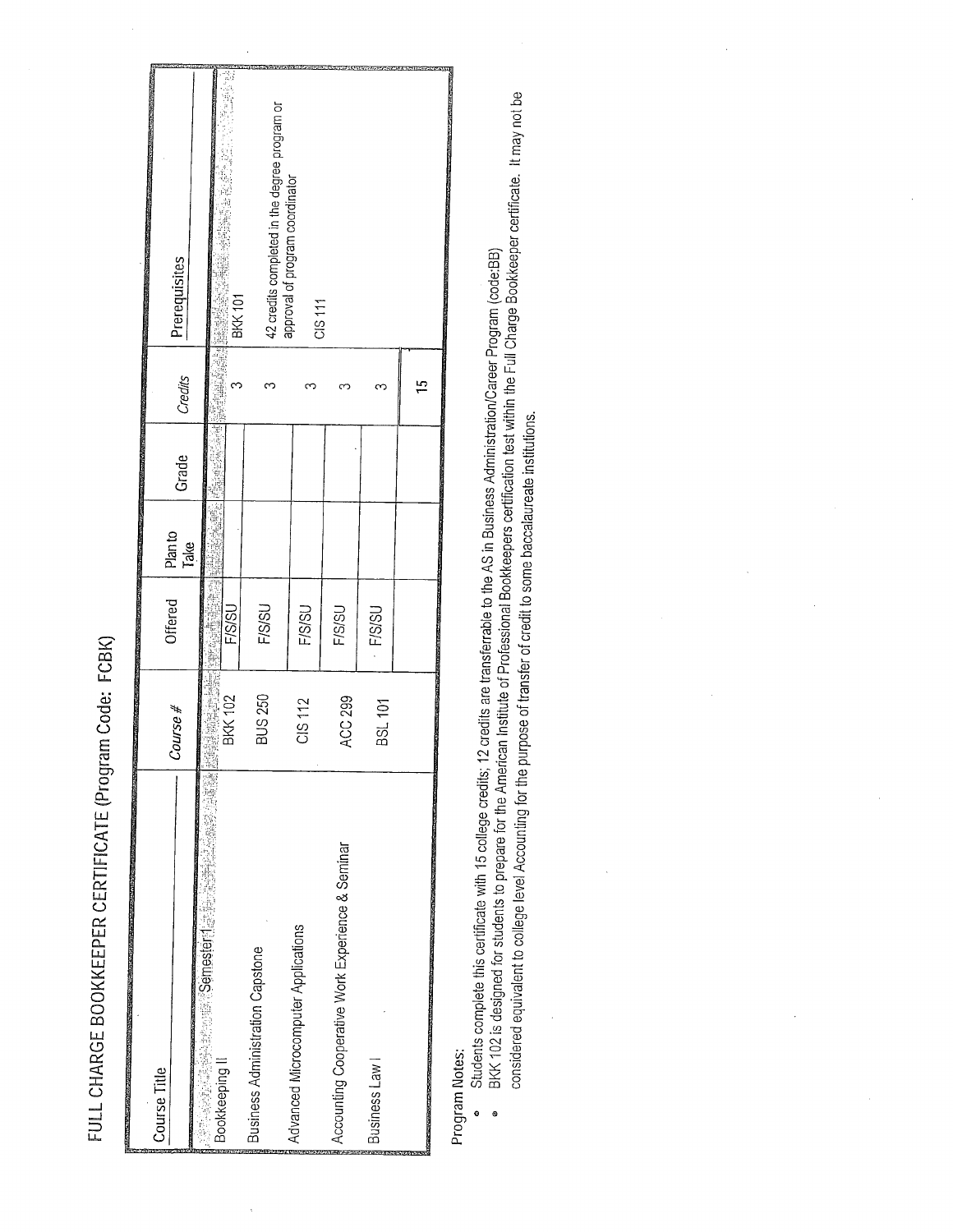# FULL CHARGE BOOKKEEPER CERTIFICATE (Program Code: FCBK)

| Course Title | Course # | Offered | Plan to Take | Grade | Credits | Prerequisites |
|---|---|---|---|---|---|---|
| Semester 1 | | | | | | |
| Bookkeeping II | BKK 102 | F/S/SU | | | 3 | BKK 101 |
| Business Administration Capstone | BUS 250 | F/S/SU | | | 3 | 42 credits completed in the degree program or approval of program coordinator |
| Advanced Microcomputer Applications | CIS 112 | F/S/SU | | | 3 | CIS 111 |
| Accounting Cooperative Work Experience & Seminar | ACC 299 | F/S/SU | | | 3 | |
| Business Law I | BSL 101 | F/S/SU | | | 3 | |
| | | | | | 15 | |

Program Notes:

- Students complete this certificate with 15 college credits; 12 credits are transferrable to the AS in Business Administration/Career Program (code:BB)
- BKK 102 is designed for students to prepare for the American Institute of Professional Bookkeepers certification test within the Full Charge Bookkeeper certificate. It may not be considered equivalent to college level Accounting for the purpose of transfer of credit to some baccalaureate institutions.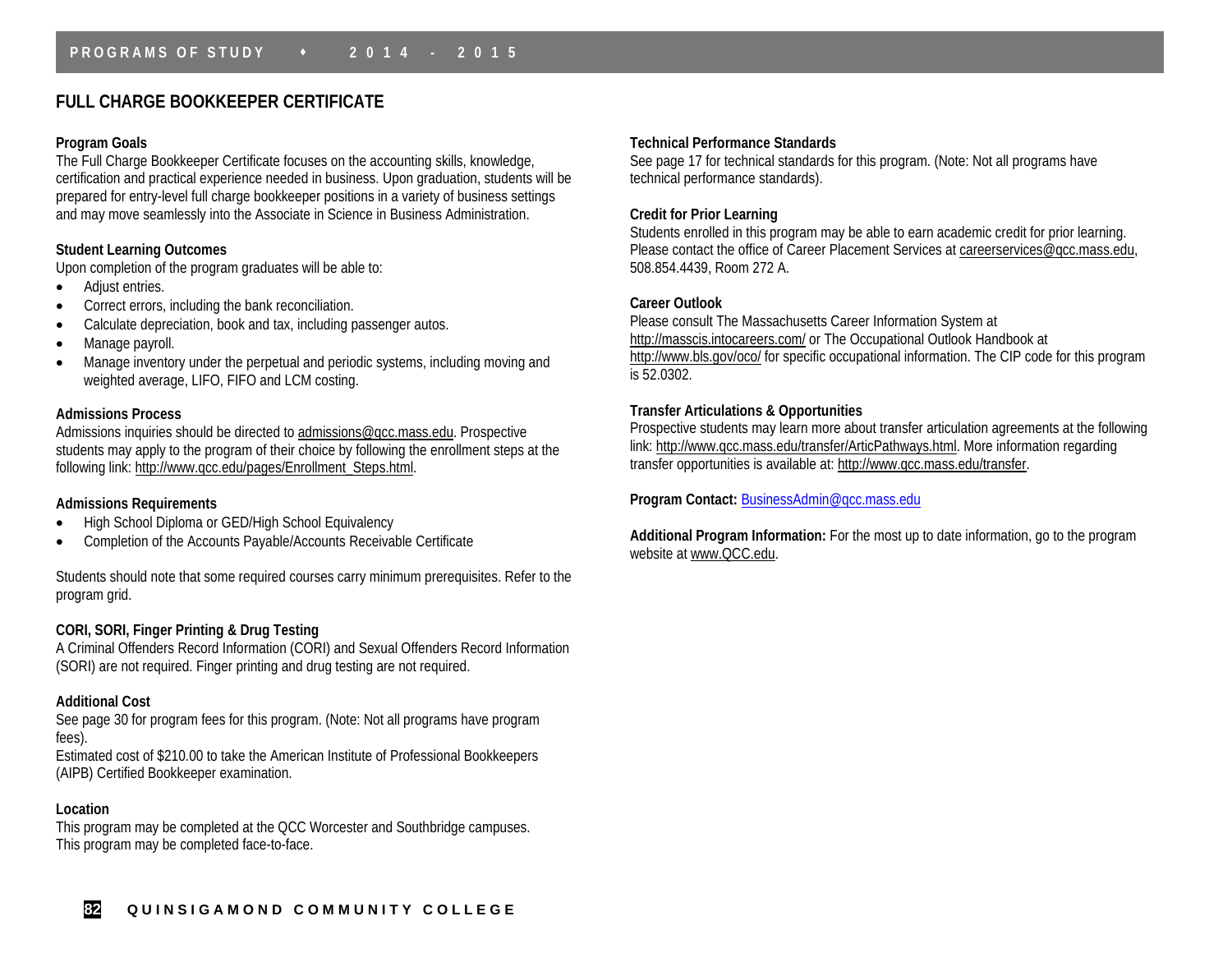# FULL CHARGE BOOKKEEPER CERTIFICATE

**Program Goals**

The Full Charge Bookkeeper Certificate focuses on the accounting skills, knowledge, certification and practical experience needed in business. Upon graduation, students will be prepared for entry-level full charge bookkeeper positions in a variety of business settings and may move seamlessly into the Associate in Science in Business Administration.

**Student Learning Outcomes**

Upon completion of the program graduates will be able to:

- Adjust entries.
- Correct errors, including the bank reconciliation.
- Calculate depreciation, book and tax, including passenger autos.
- Manage payroll.
- Manage inventory under the perpetual and periodic systems, including moving and weighted average, LIFO, FIFO and LCM costing.

**Admissions Process**

Admissions inquiries should be directed to admissions@qcc.mass.edu. Prospective students may apply to the program of their choice by following the enrollment steps at the following link: http://www.qcc.edu/pages/Enrollment_Steps.html.

**Admissions Requirements**

- High School Diploma or GED/High School Equivalency
- Completion of the Accounts Payable/Accounts Receivable Certificate

Students should note that some required courses carry minimum prerequisites. Refer to the program grid.

**CORI, SORI, Finger Printing & Drug Testing**

A Criminal Offenders Record Information (CORI) and Sexual Offenders Record Information (SORI) are not required. Finger printing and drug testing are not required.

**Additional Cost**

See page 30 for program fees for this program. (Note: Not all programs have program fees).

Estimated cost of $210.00 to take the American Institute of Professional Bookkeepers (AIPB) Certified Bookkeeper examination.

**Location**

This program may be completed at the QCC Worcester and Southbridge campuses.
This program may be completed face-to-face.

**Technical Performance Standards**

See page 17 for technical standards for this program. (Note: Not all programs have technical performance standards).

**Credit for Prior Learning**

Students enrolled in this program may be able to earn academic credit for prior learning. Please contact the office of Career Placement Services at careerservices@qcc.mass.edu, 508.854.4439, Room 272 A.

**Career Outlook**

Please consult The Massachusetts Career Information System at http://masscis.intocareers.com/ or The Occupational Outlook Handbook at http://www.bls.gov/oco/ for specific occupational information. The CIP code for this program is 52.0302.

**Transfer Articulations & Opportunities**

Prospective students may learn more about transfer articulation agreements at the following link: http://www.qcc.mass.edu/transfer/ArticPathways.html. More information regarding transfer opportunities is available at: http://www.qcc.mass.edu/transfer.

**Program Contact:** BusinessAdmin@qcc.mass.edu

**Additional Program Information:** For the most up to date information, go to the program website at www.QCC.edu.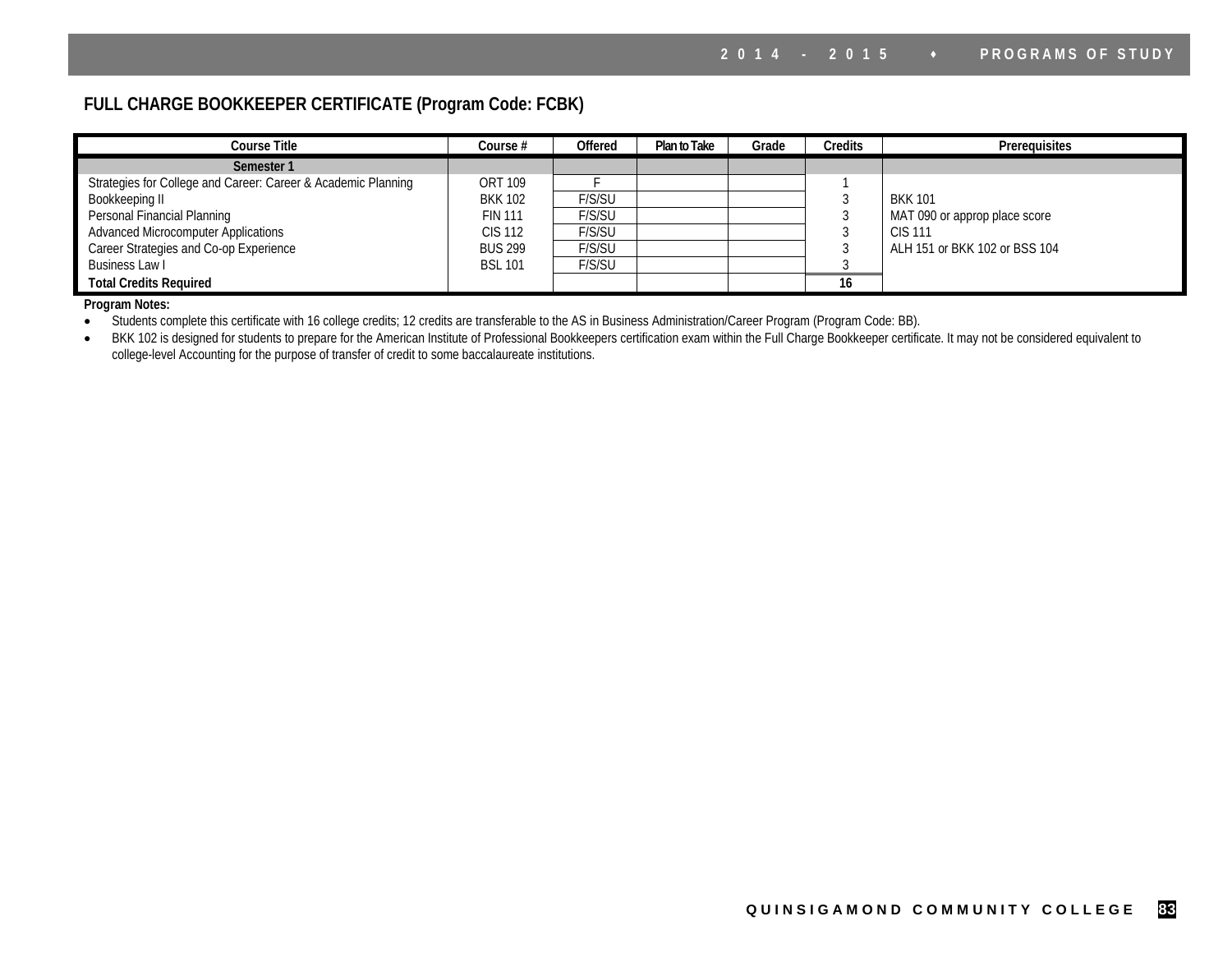## FULL CHARGE BOOKKEEPER CERTIFICATE (Program Code: FCBK)

| Course Title | Course # | Offered | Plan to Take | Grade | Credits | Prerequisites |
|---|---|---|---|---|---|---|
| **Semester 1** | | | | | | |
| Strategies for College and Career: Career & Academic Planning | ORT 109 | F | | | 1 | |
| Bookkeeping II | BKK 102 | F/S/SU | | | 3 | BKK 101 |
| Personal Financial Planning | FIN 111 | F/S/SU | | | 3 | MAT 090 or approp place score |
| Advanced Microcomputer Applications | CIS 112 | F/S/SU | | | 3 | CIS 111 |
| Career Strategies and Co-op Experience | BUS 299 | F/S/SU | | | 3 | ALH 151 or BKK 102 or BSS 104 |
| Business Law I | BSL 101 | F/S/SU | | | 3 | |
| **Total Credits Required** | | | | | **16** | |

**Program Notes:**

- Students complete this certificate with 16 college credits; 12 credits are transferable to the AS in Business Administration/Career Program (Program Code: BB).
- BKK 102 is designed for students to prepare for the American Institute of Professional Bookkeepers certification exam within the Full Charge Bookkeeper certificate. It may not be considered equivalent to college-level Accounting for the purpose of transfer of credit to some baccalaureate institutions.